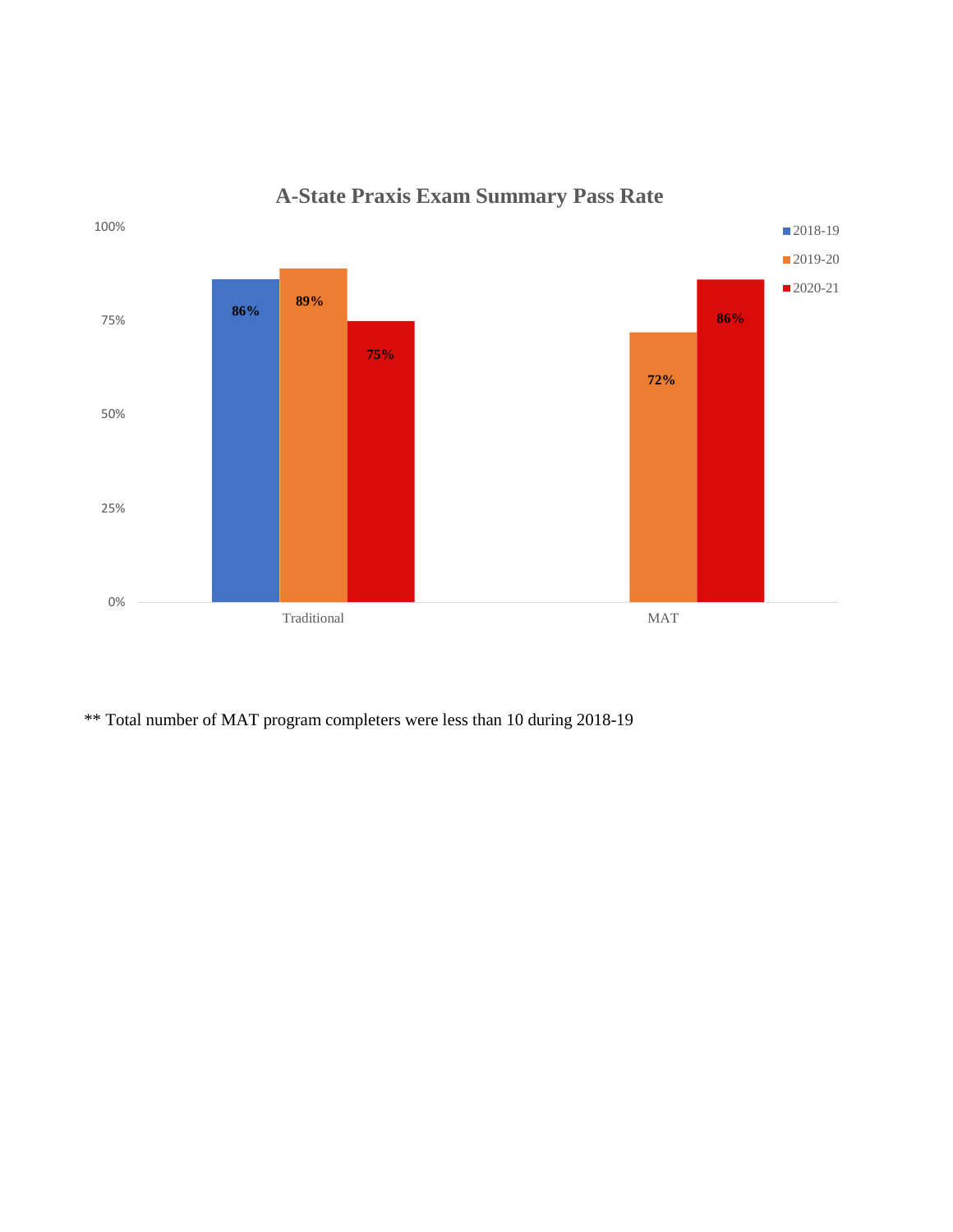## A-State Praxis Exam Summary Pass Rate

| Program | 2018-19 | 2019-20 | 2020-21 |
|---|---|---|---|
| Traditional | 86% | 89% | 75% |
| MAT | | 72% | 86% |

** Total number of MAT program completers were less than 10 during 2018-19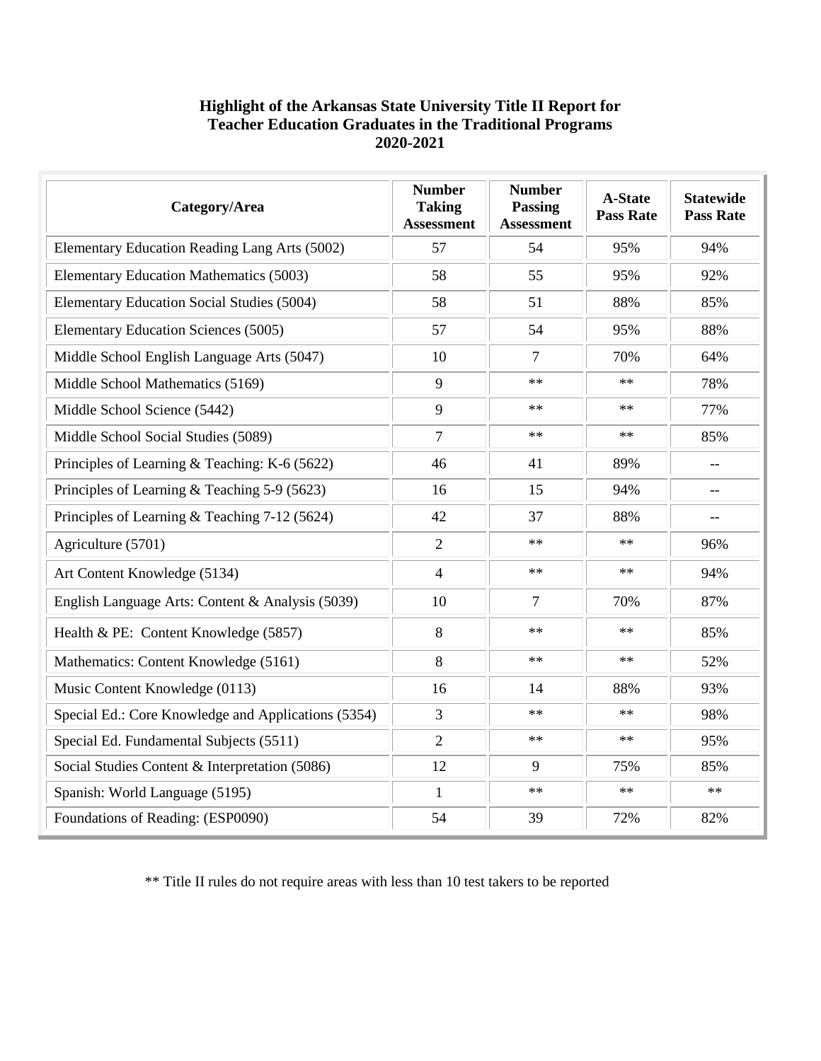**Highlight of the Arkansas State University Title II Report for Teacher Education Graduates in the Traditional Programs 2020-2021**

| Category/Area | Number Taking Assessment | Number Passing Assessment | A-State Pass Rate | Statewide Pass Rate |
|---|---|---|---|---|
| Elementary Education Reading Lang Arts (5002) | 57 | 54 | 95% | 94% |
| Elementary Education Mathematics (5003) | 58 | 55 | 95% | 92% |
| Elementary Education Social Studies (5004) | 58 | 51 | 88% | 85% |
| Elementary Education Sciences (5005) | 57 | 54 | 95% | 88% |
| Middle School English Language Arts (5047) | 10 | 7 | 70% | 64% |
| Middle School Mathematics (5169) | 9 | ** | ** | 78% |
| Middle School Science (5442) | 9 | ** | ** | 77% |
| Middle School Social Studies (5089) | 7 | ** | ** | 85% |
| Principles of Learning & Teaching: K-6 (5622) | 46 | 41 | 89% | -- |
| Principles of Learning & Teaching 5-9 (5623) | 16 | 15 | 94% | -- |
| Principles of Learning & Teaching 7-12 (5624) | 42 | 37 | 88% | -- |
| Agriculture (5701) | 2 | ** | ** | 96% |
| Art Content Knowledge (5134) | 4 | ** | ** | 94% |
| English Language Arts: Content & Analysis (5039) | 10 | 7 | 70% | 87% |
| Health & PE: Content Knowledge (5857) | 8 | ** | ** | 85% |
| Mathematics: Content Knowledge (5161) | 8 | ** | ** | 52% |
| Music Content Knowledge (0113) | 16 | 14 | 88% | 93% |
| Special Ed.: Core Knowledge and Applications (5354) | 3 | ** | ** | 98% |
| Special Ed. Fundamental Subjects (5511) | 2 | ** | ** | 95% |
| Social Studies Content & Interpretation (5086) | 12 | 9 | 75% | 85% |
| Spanish: World Language (5195) | 1 | ** | ** | ** |
| Foundations of Reading: (ESP0090) | 54 | 39 | 72% | 82% |

** Title II rules do not require areas with less than 10 test takers to be reported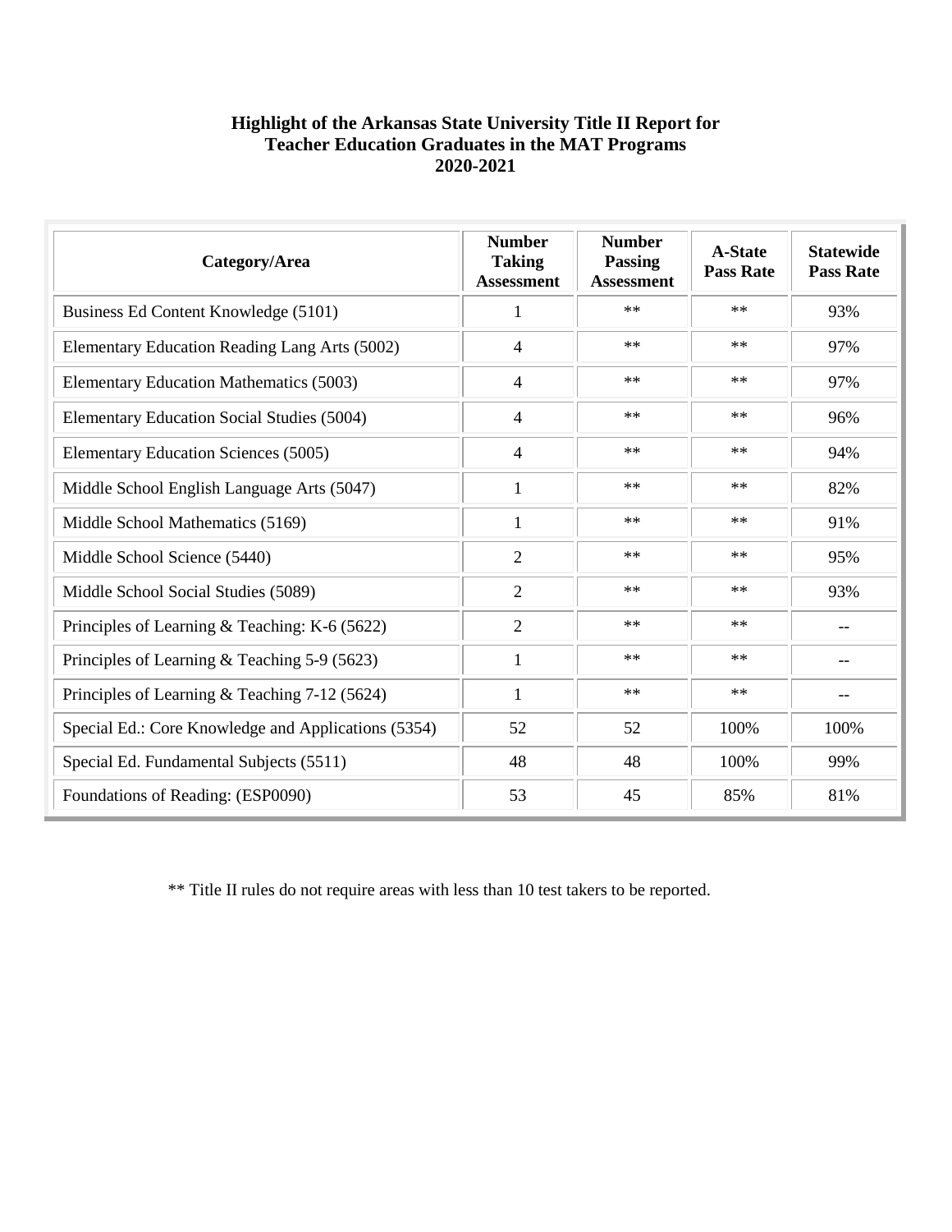**Highlight of the Arkansas State University Title II Report for Teacher Education Graduates in the MAT Programs 2020-2021**

| Category/Area | Number Taking Assessment | Number Passing Assessment | A-State Pass Rate | Statewide Pass Rate |
|---|---|---|---|---|
| Business Ed Content Knowledge (5101) | 1 | ** | ** | 93% |
| Elementary Education Reading Lang Arts (5002) | 4 | ** | ** | 97% |
| Elementary Education Mathematics (5003) | 4 | ** | ** | 97% |
| Elementary Education Social Studies (5004) | 4 | ** | ** | 96% |
| Elementary Education Sciences (5005) | 4 | ** | ** | 94% |
| Middle School English Language Arts (5047) | 1 | ** | ** | 82% |
| Middle School Mathematics (5169) | 1 | ** | ** | 91% |
| Middle School Science (5440) | 2 | ** | ** | 95% |
| Middle School Social Studies (5089) | 2 | ** | ** | 93% |
| Principles of Learning & Teaching: K-6 (5622) | 2 | ** | ** | -- |
| Principles of Learning & Teaching 5-9 (5623) | 1 | ** | ** | -- |
| Principles of Learning & Teaching 7-12 (5624) | 1 | ** | ** | -- |
| Special Ed.: Core Knowledge and Applications (5354) | 52 | 52 | 100% | 100% |
| Special Ed. Fundamental Subjects (5511) | 48 | 48 | 100% | 99% |
| Foundations of Reading: (ESP0090) | 53 | 45 | 85% | 81% |

** Title II rules do not require areas with less than 10 test takers to be reported.